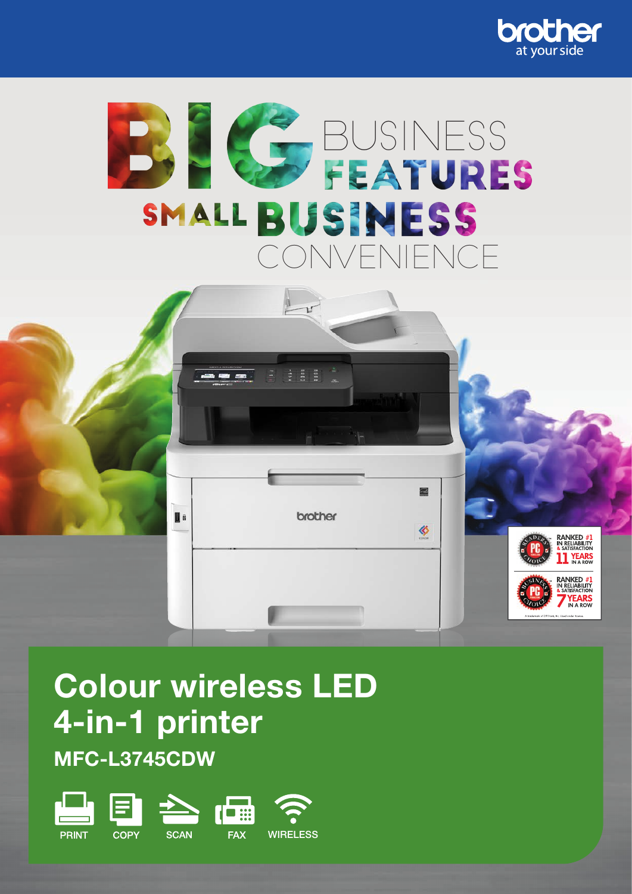brother
at your side

# BIG BUSINESS FEATURES
# SMALL BUSINESS CONVENIENCE

RANKED #1 IN RELIABILITY & SATISFACTION 11 YEARS IN A ROW

RANKED #1 IN RELIABILITY & SATISFACTION 7 YEARS IN A ROW

A trademark of Ziff Davis, Inc. Used under license.

## Colour wireless LED 4-in-1 printer

### MFC-L3745CDW

PRINT | COPY | SCAN | FAX | WIRELESS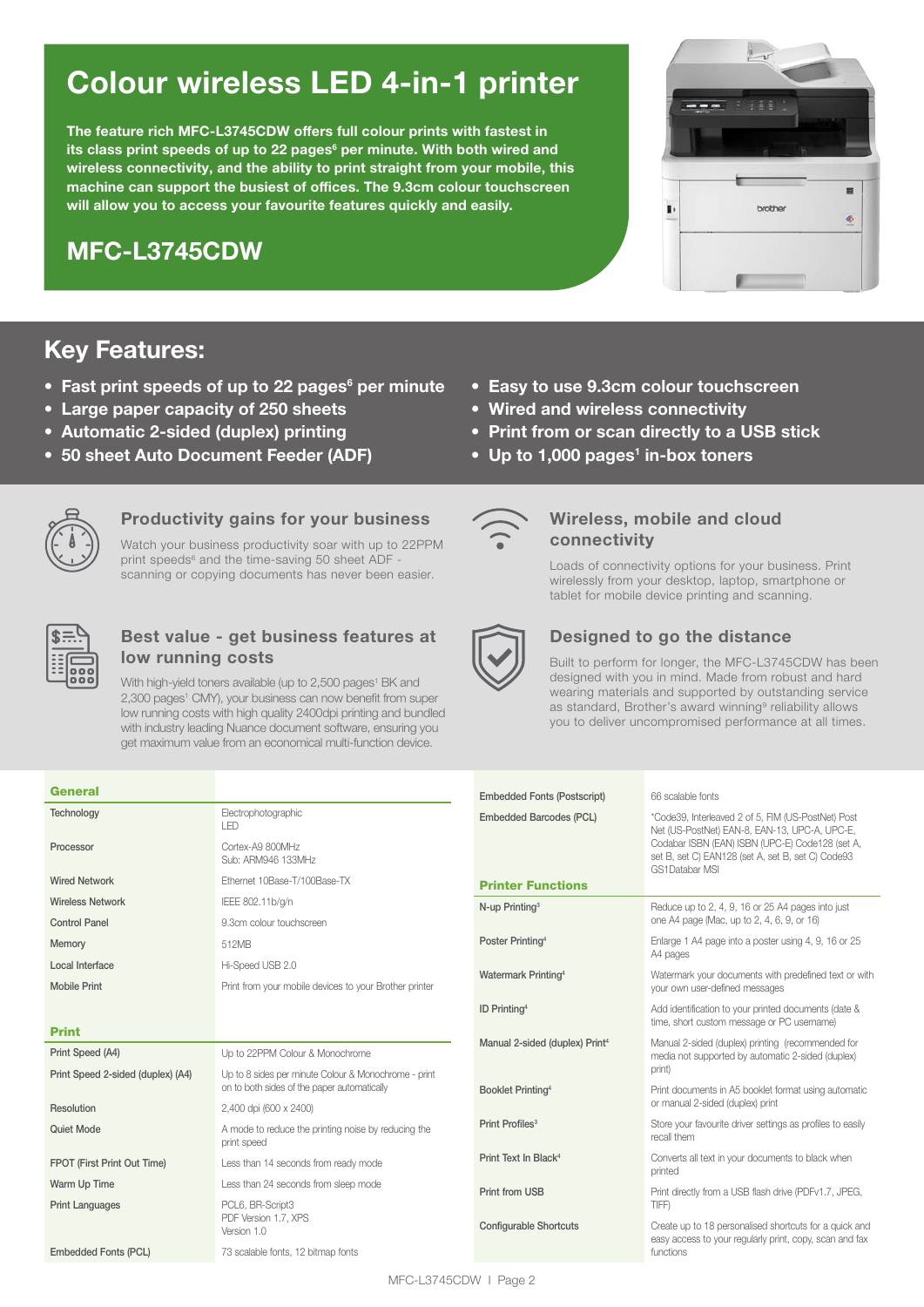# Colour wireless LED 4-in-1 printer

**The feature rich MFC-L3745CDW offers full colour prints with fastest in its class print speeds of up to 22 pages[6] per minute. With both wired and wireless connectivity, and the ability to print straight from your mobile, this machine can support the busiest of offices. The 9.3cm colour touchscreen will allow you to access your favourite features quickly and easily.**

## MFC-L3745CDW

## Key Features:

- **Fast print speeds of up to 22 pages[6] per minute**
- **Large paper capacity of 250 sheets**
- **Automatic 2-sided (duplex) printing**
- **50 sheet Auto Document Feeder (ADF)**
- **Easy to use 9.3cm colour touchscreen**
- **Wired and wireless connectivity**
- **Print from or scan directly to a USB stick**
- **Up to 1,000 pages[1] in-box toners**

### Productivity gains for your business

Watch your business productivity soar with up to 22PPM print speeds[6] and the time-saving 50 sheet ADF - scanning or copying documents has never been easier.

### Best value - get business features at low running costs

With high-yield toners available (up to 2,500 pages[1] BK and 2,300 pages[1] CMY), your business can now benefit from super low running costs with high quality 2400dpi printing and bundled with industry leading Nuance document software, ensuring you get maximum value from an economical multi-function device.

### Wireless, mobile and cloud connectivity

Loads of connectivity options for your business. Print wirelessly from your desktop, laptop, smartphone or tablet for mobile device printing and scanning.

### Designed to go the distance

Built to perform for longer, the MFC-L3745CDW has been designed with you in mind. Made from robust and hard wearing materials and supported by outstanding service as standard, Brother's award winning[9] reliability allows you to deliver uncompromised performance at all times.

| General | |
|---|---|
| Technology | Electrophotographic LED |
| Processor | Cortex-A9 800MHz Sub: ARM946 133MHz |
| Wired Network | Ethernet 10Base-T/100Base-TX |
| Wireless Network | IEEE 802.11b/g/n |
| Control Panel | 9.3cm colour touchscreen |
| Memory | 512MB |
| Local Interface | Hi-Speed USB 2.0 |
| Mobile Print | Print from your mobile devices to your Brother printer |

| Print | |
|---|---|
| Print Speed (A4) | Up to 22PPM Colour & Monochrome |
| Print Speed 2-sided (duplex) (A4) | Up to 8 sides per minute Colour & Monochrome - print on to both sides of the paper automatically |
| Resolution | 2,400 dpi (600 x 2400) |
| Quiet Mode | A mode to reduce the printing noise by reducing the print speed |
| FPOT (First Print Out Time) | Less than 14 seconds from ready mode |
| Warm Up Time | Less than 24 seconds from sleep mode |
| Print Languages | PCL6, BR-Script3 PDF Version 1.7, XPS Version 1.0 |
| Embedded Fonts (PCL) | 73 scalable fonts, 12 bitmap fonts |
| Embedded Fonts (Postscript) | 66 scalable fonts |
| Embedded Barcodes (PCL) | *Code39, Interleaved 2 of 5, FIM (US-PostNet) Post Net (US-PostNet) EAN-8, EAN-13, UPC-A, UPC-E, Codabar ISBN (EAN) ISBN (UPC-E) Code128 (set A, set B, set C) EAN128 (set A, set B, set C) Code93 GS1Databar MSI |

| Printer Functions | |
|---|---|
| N-up Printing[3] | Reduce up to 2, 4, 9, 16 or 25 A4 pages into just one A4 page (Mac, up to 2, 4, 6, 9, or 16) |
| Poster Printing[4] | Enlarge 1 A4 page into a poster using 4, 9, 16 or 25 A4 pages |
| Watermark Printing[4] | Watermark your documents with predefined text or with your own user-defined messages |
| ID Printing[4] | Add identification to your printed documents (date & time, short custom message or PC username) |
| Manual 2-sided (duplex) Print[4] | Manual 2-sided (duplex) printing (recommended for media not supported by automatic 2-sided (duplex) print) |
| Booklet Printing[4] | Print documents in A5 booklet format using automatic or manual 2-sided (duplex) print |
| Print Profiles[3] | Store your favourite driver settings as profiles to easily recall them |
| Print Text In Black[4] | Converts all text in your documents to black when printed |
| Print from USB | Print directly from a USB flash drive (PDFv1.7, JPEG, TIFF) |
| Configurable Shortcuts | Create up to 18 personalised shortcuts for a quick and easy access to your regularly print, copy, scan and fax functions |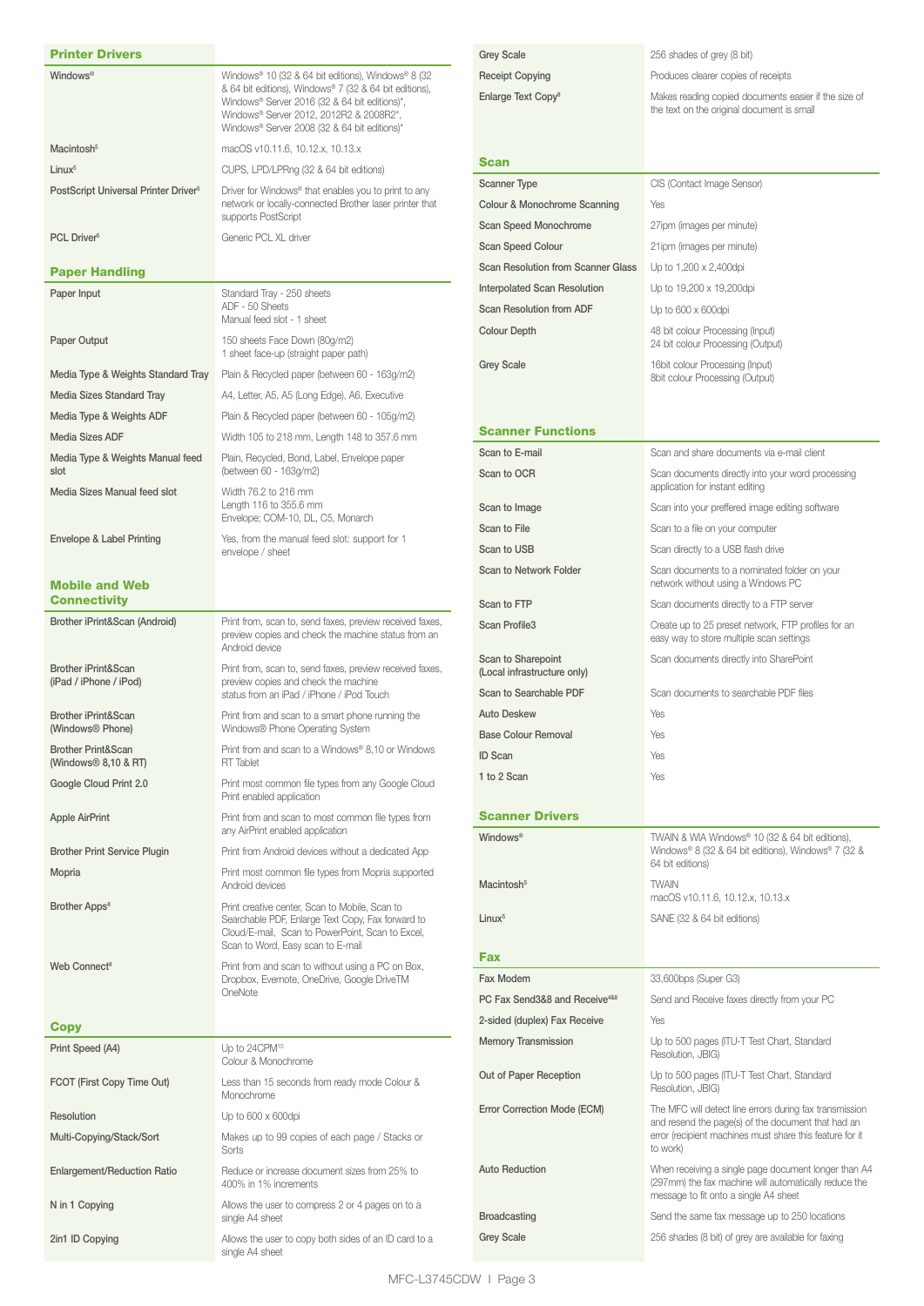## Printer Drivers

| | |
|---|---|
| Windows® | Windows® 10 (32 & 64 bit editions), Windows® 8 (32 & 64 bit editions), Windows® 7 (32 & 64 bit editions), Windows® Server 2016 (32 & 64 bit editions)*, Windows® Server 2012, 2012R2 & 2008R2*, Windows® Server 2008 (32 & 64 bit editions)* |
| Macintosh[5] | macOS v10.11.6, 10.12.x, 10.13.x |
| Linux[5] | CUPS, LPD/LPRng (32 & 64 bit editions) |
| PostScript Universal Printer Driver[5] | Driver for Windows® that enables you to print to any network or locally-connected Brother laser printer that supports PostScript |
| PCL Driver[5] | Generic PCL XL driver |

## Paper Handling

| | |
|---|---|
| Paper Input | Standard Tray - 250 sheets<br>ADF - 50 Sheets<br>Manual feed slot - 1 sheet |
| Paper Output | 150 sheets Face Down (80g/m2)<br>1 sheet face-up (straight paper path) |
| Media Type & Weights Standard Tray | Plain & Recycled paper (between 60 - 163g/m2) |
| Media Sizes Standard Tray | A4, Letter, A5, A5 (Long Edge), A6, Executive |
| Media Type & Weights ADF | Plain & Recycled paper (between 60 - 105g/m2) |
| Media Sizes ADF | Width 105 to 218 mm, Length 148 to 357.6 mm |
| Media Type & Weights Manual feed slot | Plain, Recycled, Bond, Label, Envelope paper (between 60 - 163g/m2) |
| Media Sizes Manual feed slot | Width 76.2 to 216 mm<br>Length 116 to 355.6 mm<br>Envelope; COM-10, DL, C5, Monarch |
| Envelope & Label Printing | Yes, from the manual feed slot: support for 1 envelope / sheet |

## Mobile and Web Connectivity

| | |
|---|---|
| Brother iPrint&Scan (Android) | Print from, scan to, send faxes, preview received faxes, preview copies and check the machine status from an Android device |
| Brother iPrint&Scan (iPad / iPhone / iPod) | Print from, scan to, send faxes, preview received faxes, preview copies and check the machine status from an iPad / iPhone / iPod Touch |
| Brother iPrint&Scan (Windows® Phone) | Print from and scan to a smart phone running the Windows® Phone Operating System |
| Brother Print&Scan (Windows® 8,10 & RT) | Print from and scan to a Windows® 8,10 or Windows RT Tablet |
| Google Cloud Print 2.0 | Print most common file types from any Google Cloud Print enabled application |
| Apple AirPrint | Print from and scan to most common file types from any AirPrint enabled application |
| Brother Print Service Plugin | Print from Android devices without a dedicated App |
| Mopria | Print most common file types from Mopria supported Android devices |
| Brother Apps[8] | Print creative center, Scan to Mobile, Scan to Searchable PDF, Enlarge Text Copy, Fax forward to Cloud/E-mail, Scan to PowerPoint, Scan to Excel, Scan to Word, Easy scan to E-mail |
| Web Connect[8] | Print from and scan to without using a PC on Box, Dropbox, Evernote, OneDrive, Google DriveTM OneNote |

## Copy

| | |
|---|---|
| Print Speed (A4) | Up to 24CPM[10]<br>Colour & Monochrome |
| FCOT (First Copy Time Out) | Less than 15 seconds from ready mode Colour & Monochrome |
| Resolution | Up to 600 x 600dpi |
| Multi-Copying/Stack/Sort | Makes up to 99 copies of each page / Stacks or Sorts |
| Enlargement/Reduction Ratio | Reduce or increase document sizes from 25% to 400% in 1% increments |
| N in 1 Copying | Allows the user to compress 2 or 4 pages on to a single A4 sheet |
| 2in1 ID Copying | Allows the user to copy both sides of an ID card to a single A4 sheet |
| Grey Scale | 256 shades of grey (8 bit) |
| Receipt Copying | Produces clearer copies of receipts |
| Enlarge Text Copy[8] | Makes reading copied documents easier if the size of the text on the original document is small |

## Scan

| | |
|---|---|
| Scanner Type | CIS (Contact Image Sensor) |
| Colour & Monochrome Scanning | Yes |
| Scan Speed Monochrome | 27ipm (images per minute) |
| Scan Speed Colour | 21ipm (images per minute) |
| Scan Resolution from Scanner Glass | Up to 1,200 x 2,400dpi |
| Interpolated Scan Resolution | Up to 19,200 x 19,200dpi |
| Scan Resolution from ADF | Up to 600 x 600dpi |
| Colour Depth | 48 bit colour Processing (Input)<br>24 bit colour Processing (Output) |
| Grey Scale | 16bit colour Processing (Input)<br>8bit colour Processing (Output) |

## Scanner Functions

| | |
|---|---|
| Scan to E-mail | Scan and share documents via e-mail client |
| Scan to OCR | Scan documents directly into your word processing application for instant editing |
| Scan to Image | Scan into your preffered image editing software |
| Scan to File | Scan to a file on your computer |
| Scan to USB | Scan directly to a USB flash drive |
| Scan to Network Folder | Scan documents to a nominated folder on your network without using a Windows PC |
| Scan to FTP | Scan documents directly to a FTP server |
| Scan Profile3 | Create up to 25 preset network, FTP profiles for an easy way to store multiple scan settings |
| Scan to Sharepoint (Local infrastructure only) | Scan documents directly into SharePoint |
| Scan to Searchable PDF | Scan documents to searchable PDF files |
| Auto Deskew | Yes |
| Base Colour Removal | Yes |
| ID Scan | Yes |
| 1 to 2 Scan | Yes |

## Scanner Drivers

| | |
|---|---|
| Windows® | TWAIN & WIA Windows® 10 (32 & 64 bit editions), Windows® 8 (32 & 64 bit editions), Windows® 7 (32 & 64 bit editions) |
| Macintosh[5] | TWAIN<br>macOS v10.11.6, 10.12.x, 10.13.x |
| Linux[5] | SANE (32 & 64 bit editions) |

## Fax

| | |
|---|---|
| Fax Modem | 33,600bps (Super G3) |
| PC Fax Send3&8 and Receive[4&8] | Send and Receive faxes directly from your PC |
| 2-sided (duplex) Fax Receive | Yes |
| Memory Transmission | Up to 500 pages (ITU-T Test Chart, Standard Resolution, JBIG) |
| Out of Paper Reception | Up to 500 pages (ITU-T Test Chart, Standard Resolution, JBIG) |
| Error Correction Mode (ECM) | The MFC will detect line errors during fax transmission and resend the page(s) of the document that had an error (recipient machines must share this feature for it to work) |
| Auto Reduction | When receiving a single page document longer than A4 (297mm) the fax machine will automatically reduce the message to fit onto a single A4 sheet |
| Broadcasting | Send the same fax message up to 250 locations |
| Grey Scale | 256 shades (8 bit) of grey are available for faxing |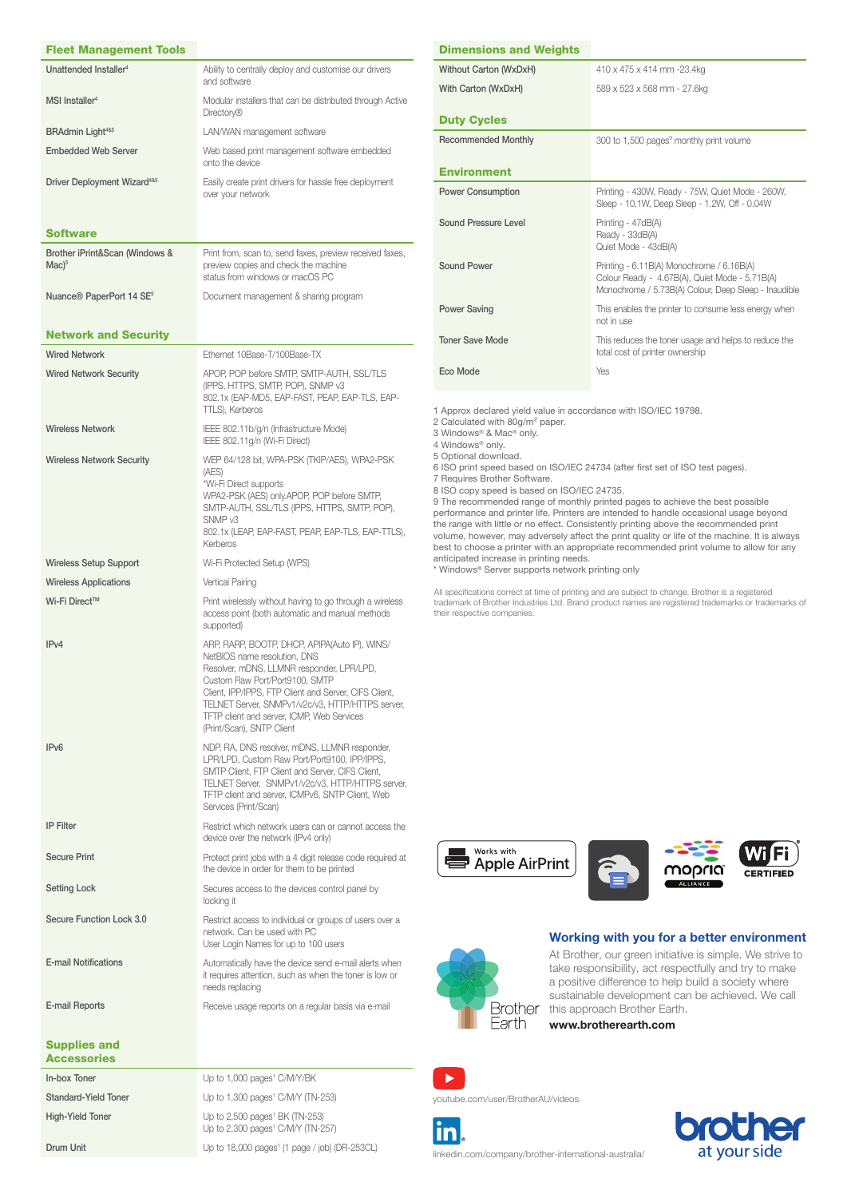## Fleet Management Tools

| | |
|---|---|
| Unattended Installer[4] | Ability to centrally deploy and customise our drivers and software |
| MSI Installer[4] | Modular installers that can be distributed through Active Directory® |
| BRAdmin Light[4&5] | LAN/WAN management software |
| Embedded Web Server | Web based print management software embedded onto the device |
| Driver Deployment Wizard[4&5] | Easily create print drivers for hassle free deployment over your network |

## Software

| | |
|---|---|
| Brother iPrint&Scan (Windows & Mac)[5] | Print from, scan to, send faxes, preview received faxes, preview copies and check the machine status from windows or macOS PC |
| Nuance® PaperPort 14 SE[5] | Document management & sharing program |

## Network and Security

| | |
|---|---|
| Wired Network | Ethernet 10Base-T/100Base-TX |
| Wired Network Security | APOP, POP before SMTP, SMTP-AUTH, SSL/TLS (IPPS, HTTPS, SMTP, POP), SNMP v3 802.1x (EAP-MD5, EAP-FAST, PEAP, EAP-TLS, EAP-TTLS), Kerberos |
| Wireless Network | IEEE 802.11b/g/n (Infrastructure Mode) IEEE 802.11g/n (Wi-Fi Direct) |
| Wireless Network Security | WEP 64/128 bit, WPA-PSK (TKIP/AES), WPA2-PSK (AES) *Wi-Fi Direct supports WPA2-PSK (AES) only.APOP, POP before SMTP, SMTP-AUTH, SSL/TLS (IPPS, HTTPS, SMTP, POP), SNMP v3 802.1x (LEAP, EAP-FAST, PEAP, EAP-TTLS), Kerberos |
| Wireless Setup Support | Wi-Fi Protected Setup (WPS) |
| Wireless Applications | Vertical Pairing |
| Wi-Fi Direct™ | Print wirelessly without having to go through a wireless access point (both automatic and manual methods supported) |
| IPv4 | ARP, RARP, BOOTP, DHCP, APIPA(Auto IP), WINS/ NetBIOS name resolution, DNS Resolver, mDNS, LLMNR responder, LPR/LPD, Custom Raw Port/Port9100, SMTP Client, IPP/IPPS, FTP Client and Server, CIFS Client, TELNET Server, SNMPv1/v2c/v3, HTTP/HTTPS server, TFTP client and server, ICMP, Web Services (Print/Scan), SNTP Client |
| IPv6 | NDP, RA, DNS resolver, mDNS, LLMNR responder, LPR/LPD, Custom Raw Port/Port9100, IPP/IPPS, SMTP Client, FTP Client and Server, CIFS Client, TELNET Server, SNMPv1/v2c/v3, HTTP/HTTPS server, TFTP client and server, ICMPv6, SNTP Client, Web Services (Print/Scan) |
| IP Filter | Restrict which network users can or cannot access the device over the network (IPv4 only) |
| Secure Print | Protect print jobs with a 4 digit release code required at the device in order for them to be printed |
| Setting Lock | Secures access to the devices control panel by locking it |
| Secure Function Lock 3.0 | Restrict access to individual or groups of users over a network. Can be used with PC User Login Names for up to 100 users |
| E-mail Notifications | Automatically have the device send e-mail alerts when it requires attention, such as when the toner is low or needs replacing |
| E-mail Reports | Receive usage reports on a regular basis via e-mail |

## Supplies and Accessories

| | |
|---|---|
| In-box Toner | Up to 1,000 pages[1] C/M/Y/BK |
| Standard-Yield Toner | Up to 1,300 pages[1] C/M/Y (TN-253) |
| High-Yield Toner | Up to 2,500 pages[1] BK (TN-253) Up to 2,300 pages[1] C/M/Y (TN-257) |
| Drum Unit | Up to 18,000 pages[1] (1 page / job) (DR-253CL) |

## Dimensions and Weights

| | |
|---|---|
| Without Carton (WxDxH) | 410 x 475 x 414 mm -23.4kg |
| With Carton (WxDxH) | 589 x 523 x 568 mm - 27.6kg |

## Duty Cycles

| | |
|---|---|
| Recommended Monthly | 300 to 1,500 pages[9] monthly print volume |

## Environment

| | |
|---|---|
| Power Consumption | Printing - 430W, Ready - 75W, Quiet Mode - 260W, Sleep - 10.1W, Deep Sleep - 1.2W, Off - 0.04W |
| Sound Pressure Level | Printing - 47dB(A) Ready - 33dB(A) Quiet Mode - 43dB(A) |
| Sound Power | Printing - 6.11B(A) Monochrome / 6.16B(A) Colour Ready - 4.67B(A), Quiet Mode - 5.71B(A) Monochrome / 5.73B(A) Colour, Deep Sleep - Inaudible |
| Power Saving | This enables the printer to consume less energy when not in use |
| Toner Save Mode | This reduces the toner usage and helps to reduce the total cost of printer ownership |
| Eco Mode | Yes |

1 Approx declared yield value in accordance with ISO/IEC 19798.
2 Calculated with 80g/m$^2$ paper.
3 Windows® & Mac® only.
4 Windows® only.
5 Optional download.
6 ISO print speed based on ISO/IEC 24734 (after first set of ISO test pages).
7 Requires Brother Software.
8 ISO copy speed is based on ISO/IEC 24735.
9 The recommended range of monthly printed pages to achieve the best possible performance and printer life. Printers are intended to handle occasional usage beyond the range with little or no effect. Consistently printing above the recommended print volume, however, may adversely affect the print quality or life of the machine. It is always best to choose a printer with an appropriate recommended print volume to allow for any anticipated increase in printing needs.
* Windows® Server supports network printing only

All specifications correct at time of printing and are subject to change. Brother is a registered trademark of Brother Industries Ltd. Brand product names are registered trademarks or trademarks of their respective companies.

Works with Apple AirPrint

mopria ALLIANCE

Wi Fi CERTIFIED

## Working with you for a better environment

At Brother, our green initiative is simple. We strive to take responsibility, act respectfully and try to make a positive difference to help build a society where sustainable development can be achieved. We call this approach Brother Earth.

**www.brotherearth.com**

Brother Earth

youtube.com/user/BrotherAU/videos

linkedin.com/company/brother-international-australia/

brother at your side